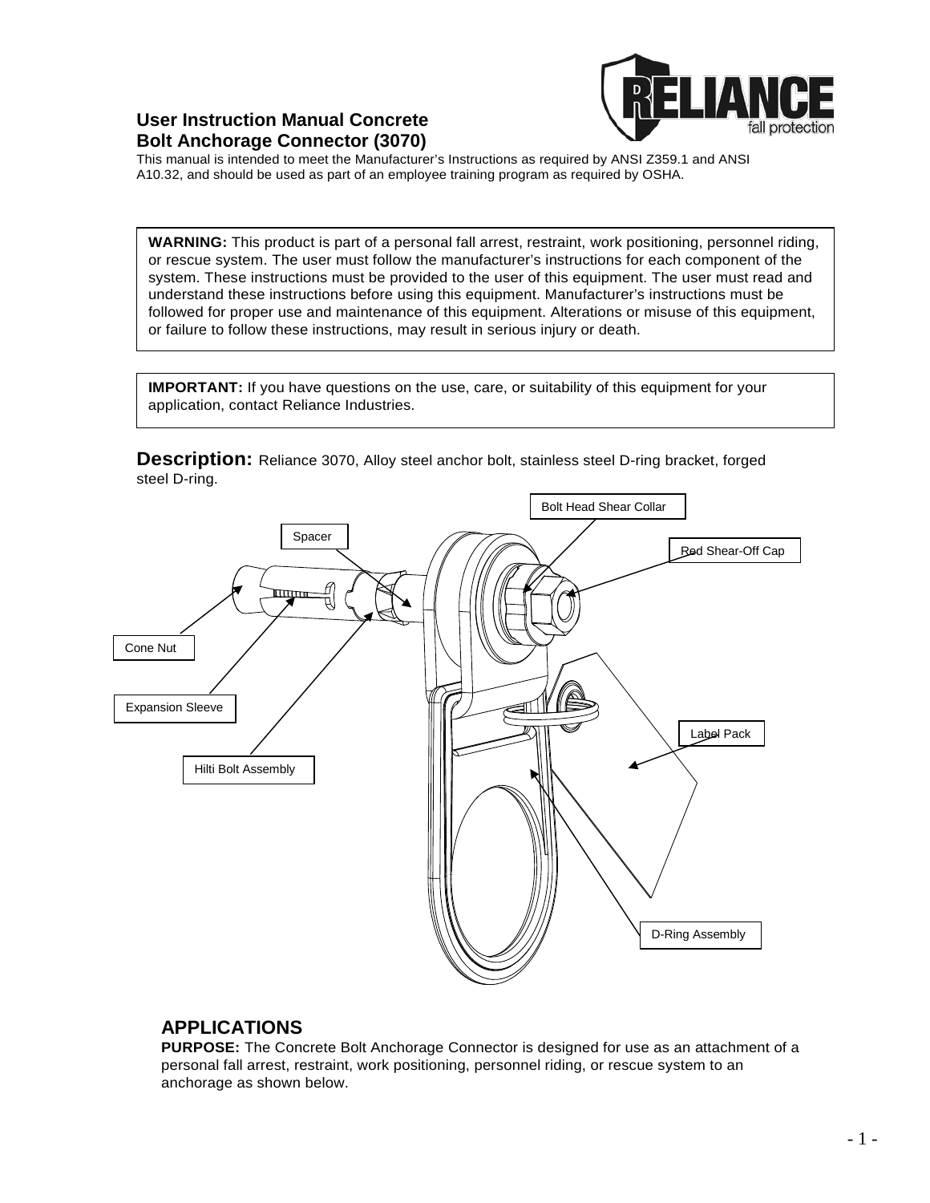# User Instruction Manual Concrete Bolt Anchorage Connector (3070)

This manual is intended to meet the Manufacturer's Instructions as required by ANSI Z359.1 and ANSI A10.32, and should be used as part of an employee training program as required by OSHA.

**WARNING:** This product is part of a personal fall arrest, restraint, work positioning, personnel riding, or rescue system. The user must follow the manufacturer's instructions for each component of the system. These instructions must be provided to the user of this equipment. The user must read and understand these instructions before using this equipment. Manufacturer's instructions must be followed for proper use and maintenance of this equipment. Alterations or misuse of this equipment, or failure to follow these instructions, may result in serious injury or death.

**IMPORTANT:** If you have questions on the use, care, or suitability of this equipment for your application, contact Reliance Industries.

**Description:** Reliance 3070, Alloy steel anchor bolt, stainless steel D-ring bracket, forged steel D-ring.

Bolt Head Shear Collar

Spacer

Red Shear-Off Cap

Cone Nut

Expansion Sleeve

Label Pack

Hilti Bolt Assembly

D-Ring Assembly

## APPLICATIONS

**PURPOSE:** The Concrete Bolt Anchorage Connector is designed for use as an attachment of a personal fall arrest, restraint, work positioning, personnel riding, or rescue system to an anchorage as shown below.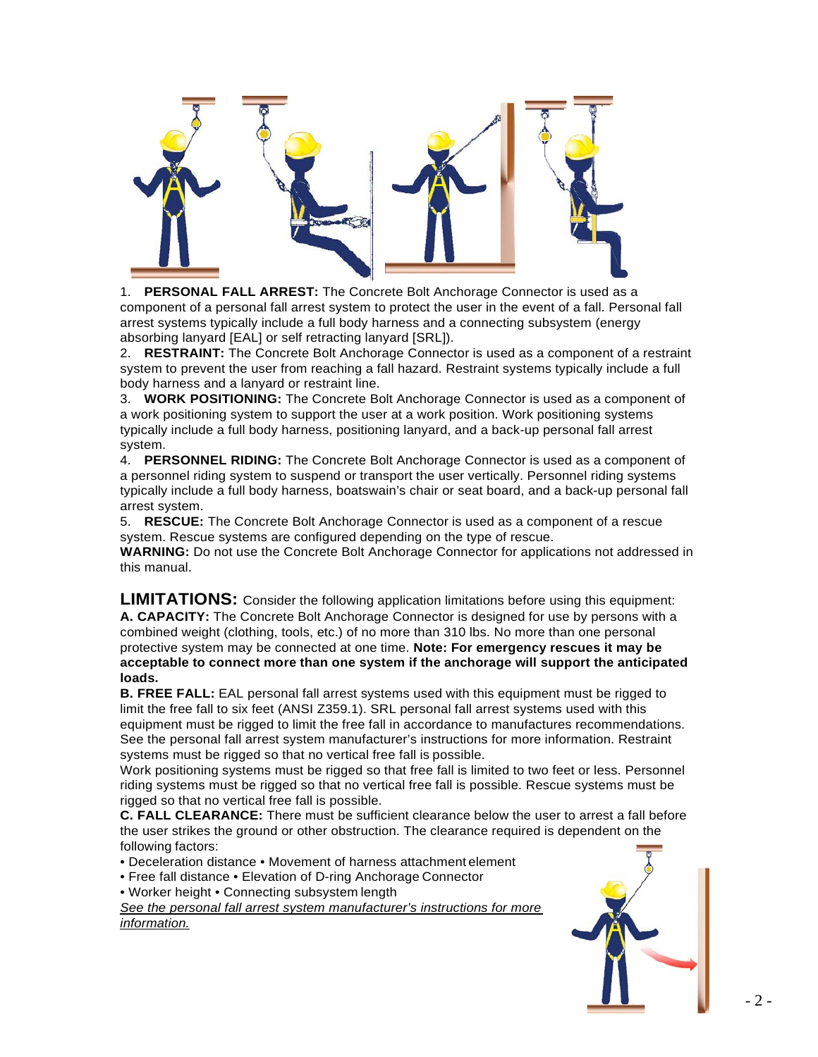1. **PERSONAL FALL ARREST:** The Concrete Bolt Anchorage Connector is used as a component of a personal fall arrest system to protect the user in the event of a fall. Personal fall arrest systems typically include a full body harness and a connecting subsystem (energy absorbing lanyard [EAL] or self retracting lanyard [SRL]).
2. **RESTRAINT:** The Concrete Bolt Anchorage Connector is used as a component of a restraint system to prevent the user from reaching a fall hazard. Restraint systems typically include a full body harness and a lanyard or restraint line.
3. **WORK POSITIONING:** The Concrete Bolt Anchorage Connector is used as a component of a work positioning system to support the user at a work position. Work positioning systems typically include a full body harness, positioning lanyard, and a back-up personal fall arrest system.
4. **PERSONNEL RIDING:** The Concrete Bolt Anchorage Connector is used as a component of a personnel riding system to suspend or transport the user vertically. Personnel riding systems typically include a full body harness, boatswain's chair or seat board, and a back-up personal fall arrest system.
5. **RESCUE:** The Concrete Bolt Anchorage Connector is used as a component of a rescue system. Rescue systems are configured depending on the type of rescue.

**WARNING:** Do not use the Concrete Bolt Anchorage Connector for applications not addressed in this manual.

## LIMITATIONS:

Consider the following application limitations before using this equipment:

**A. CAPACITY:** The Concrete Bolt Anchorage Connector is designed for use by persons with a combined weight (clothing, tools, etc.) of no more than 310 lbs. No more than one personal protective system may be connected at one time. **Note: For emergency rescues it may be acceptable to connect more than one system if the anchorage will support the anticipated loads.**

**B. FREE FALL:** EAL personal fall arrest systems used with this equipment must be rigged to limit the free fall to six feet (ANSI Z359.1). SRL personal fall arrest systems used with this equipment must be rigged to limit the free fall in accordance to manufactures recommendations. See the personal fall arrest system manufacturer's instructions for more information. Restraint systems must be rigged so that no vertical free fall is possible.
Work positioning systems must be rigged so that free fall is limited to two feet or less. Personnel riding systems must be rigged so that no vertical free fall is possible. Rescue systems must be rigged so that no vertical free fall is possible.

**C. FALL CLEARANCE:** There must be sufficient clearance below the user to arrest a fall before the user strikes the ground or other obstruction. The clearance required is dependent on the following factors:

- Deceleration distance
- Movement of harness attachment element
- Free fall distance
- Elevation of D-ring Anchorage Connector
- Worker height
- Connecting subsystem length

*See the personal fall arrest system manufacturer's instructions for more information.*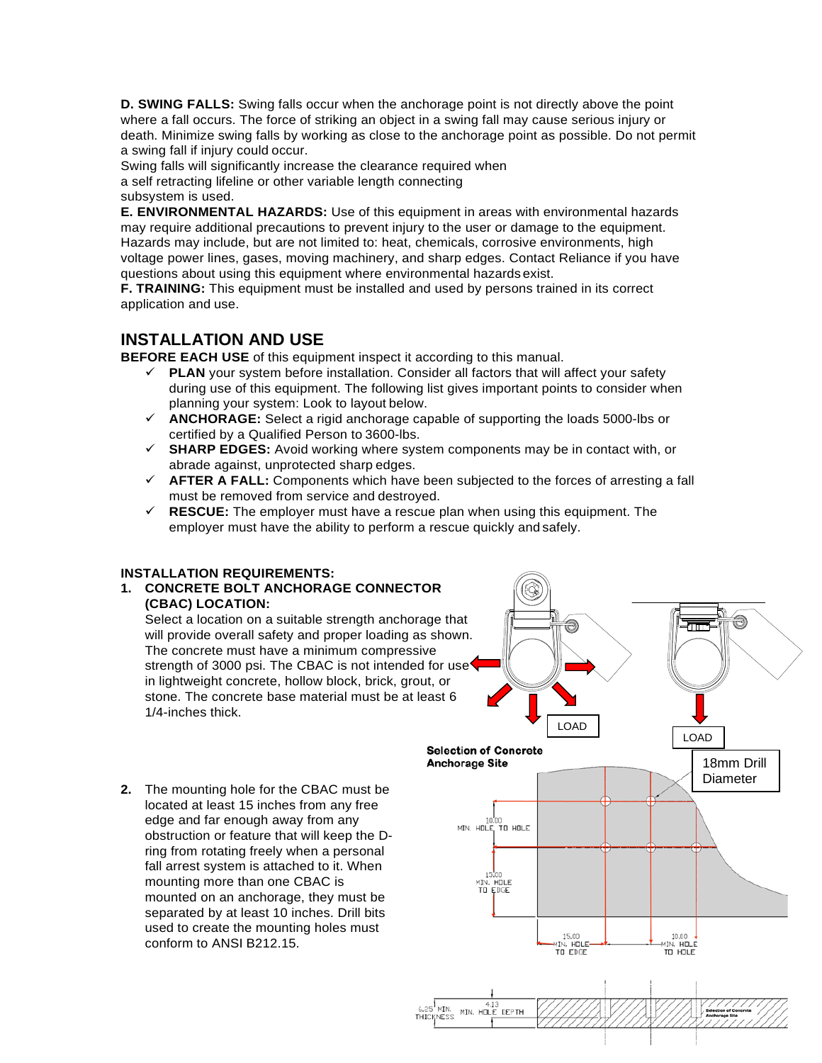**D. SWING FALLS:** Swing falls occur when the anchorage point is not directly above the point where a fall occurs. The force of striking an object in a swing fall may cause serious injury or death. Minimize swing falls by working as close to the anchorage point as possible. Do not permit a swing fall if injury could occur.
Swing falls will significantly increase the clearance required when a self retracting lifeline or other variable length connecting subsystem is used.

**E. ENVIRONMENTAL HAZARDS:** Use of this equipment in areas with environmental hazards may require additional precautions to prevent injury to the user or damage to the equipment. Hazards may include, but are not limited to: heat, chemicals, corrosive environments, high voltage power lines, gases, moving machinery, and sharp edges. Contact Reliance if you have questions about using this equipment where environmental hazards exist.

**F. TRAINING:** This equipment must be installed and used by persons trained in its correct application and use.

## INSTALLATION AND USE

**BEFORE EACH USE** of this equipment inspect it according to this manual.

- ✓ **PLAN** your system before installation. Consider all factors that will affect your safety during use of this equipment. The following list gives important points to consider when planning your system: Look to layout below.
- ✓ **ANCHORAGE:** Select a rigid anchorage capable of supporting the loads 5000-lbs or certified by a Qualified Person to 3600-lbs.
- ✓ **SHARP EDGES:** Avoid working where system components may be in contact with, or abrade against, unprotected sharp edges.
- ✓ **AFTER A FALL:** Components which have been subjected to the forces of arresting a fall must be removed from service and destroyed.
- ✓ **RESCUE:** The employer must have a rescue plan when using this equipment. The employer must have the ability to perform a rescue quickly and safely.

**INSTALLATION REQUIREMENTS:**

1. **CONCRETE BOLT ANCHORAGE CONNECTOR (CBAC) LOCATION:**
   Select a location on a suitable strength anchorage that will provide overall safety and proper loading as shown. The concrete must have a minimum compressive strength of 3000 psi. The CBAC is not intended for use in lightweight concrete, hollow block, brick, grout, or stone. The concrete base material must be at least 6 1/4-inches thick.

LOAD

LOAD

Selection of Concrete Anchorage Site

18mm Drill Diameter

10.00 MIN. HOLE TO HOLE

15.00 MIN. HOLE TO EDGE

15.00 MIN. HOLE TO EDGE

10.00 MIN. HOLE TO HOLE

6.25 MIN. THICKNESS

4.13 MIN. HOLE DEPTH

2. The mounting hole for the CBAC must be located at least 15 inches from any free edge and far enough away from any obstruction or feature that will keep the D-ring from rotating freely when a personal fall arrest system is attached to it. When mounting more than one CBAC is mounted on an anchorage, they must be separated by at least 10 inches. Drill bits used to create the mounting holes must conform to ANSI B212.15.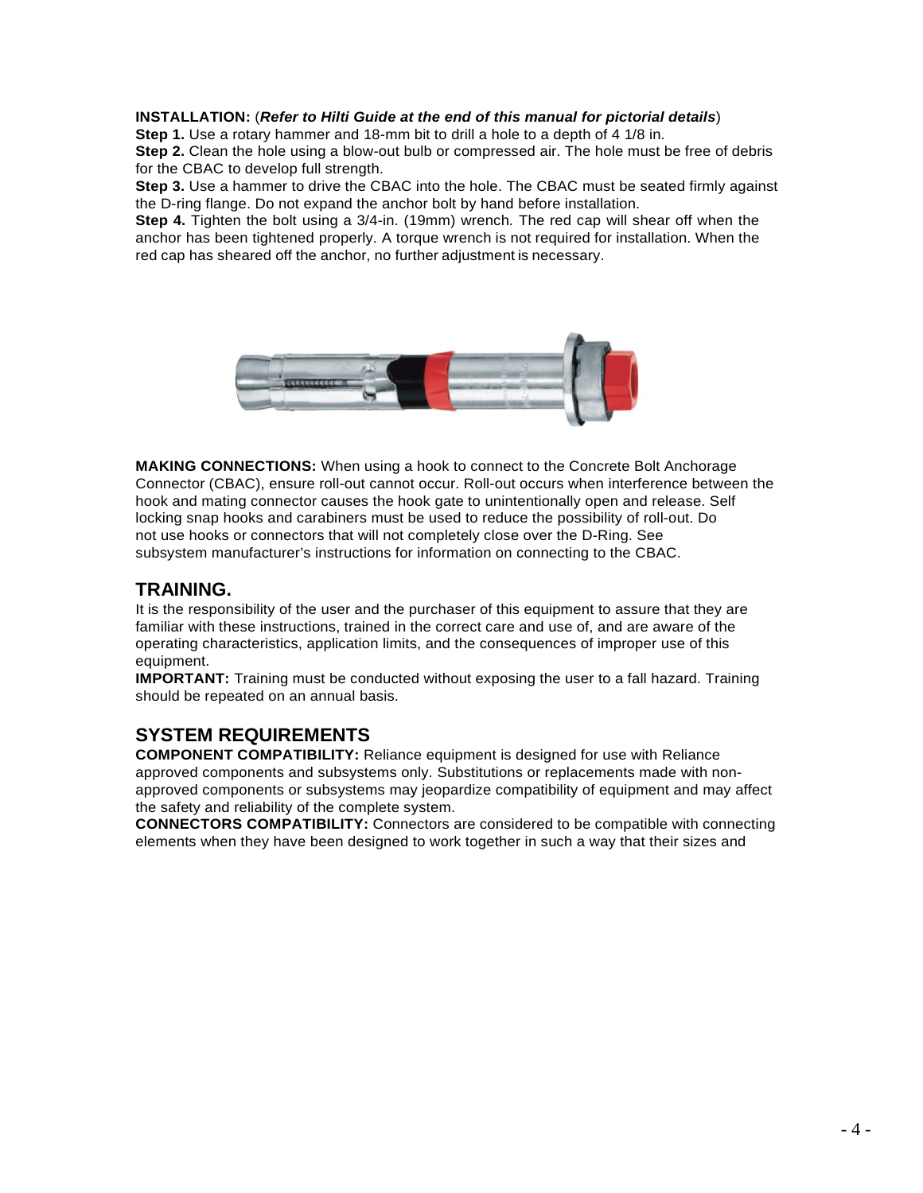**INSTALLATION:** (***Refer to Hilti Guide at the end of this manual for pictorial details***)

**Step 1.** Use a rotary hammer and 18-mm bit to drill a hole to a depth of 4 1/8 in.

**Step 2.** Clean the hole using a blow-out bulb or compressed air. The hole must be free of debris for the CBAC to develop full strength.

**Step 3.** Use a hammer to drive the CBAC into the hole. The CBAC must be seated firmly against the D-ring flange. Do not expand the anchor bolt by hand before installation.

**Step 4.** Tighten the bolt using a 3/4-in. (19mm) wrench. The red cap will shear off when the anchor has been tightened properly. A torque wrench is not required for installation. When the red cap has sheared off the anchor, no further adjustment is necessary.

**MAKING CONNECTIONS:** When using a hook to connect to the Concrete Bolt Anchorage Connector (CBAC), ensure roll-out cannot occur. Roll-out occurs when interference between the hook and mating connector causes the hook gate to unintentionally open and release. Self locking snap hooks and carabiners must be used to reduce the possibility of roll-out. Do not use hooks or connectors that will not completely close over the D-Ring. See subsystem manufacturer's instructions for information on connecting to the CBAC.

## TRAINING.

It is the responsibility of the user and the purchaser of this equipment to assure that they are familiar with these instructions, trained in the correct care and use of, and are aware of the operating characteristics, application limits, and the consequences of improper use of this equipment.

**IMPORTANT:** Training must be conducted without exposing the user to a fall hazard. Training should be repeated on an annual basis.

## SYSTEM REQUIREMENTS

**COMPONENT COMPATIBILITY:** Reliance equipment is designed for use with Reliance approved components and subsystems only. Substitutions or replacements made with non-approved components or subsystems may jeopardize compatibility of equipment and may affect the safety and reliability of the complete system.

**CONNECTORS COMPATIBILITY:** Connectors are considered to be compatible with connecting elements when they have been designed to work together in such a way that their sizes and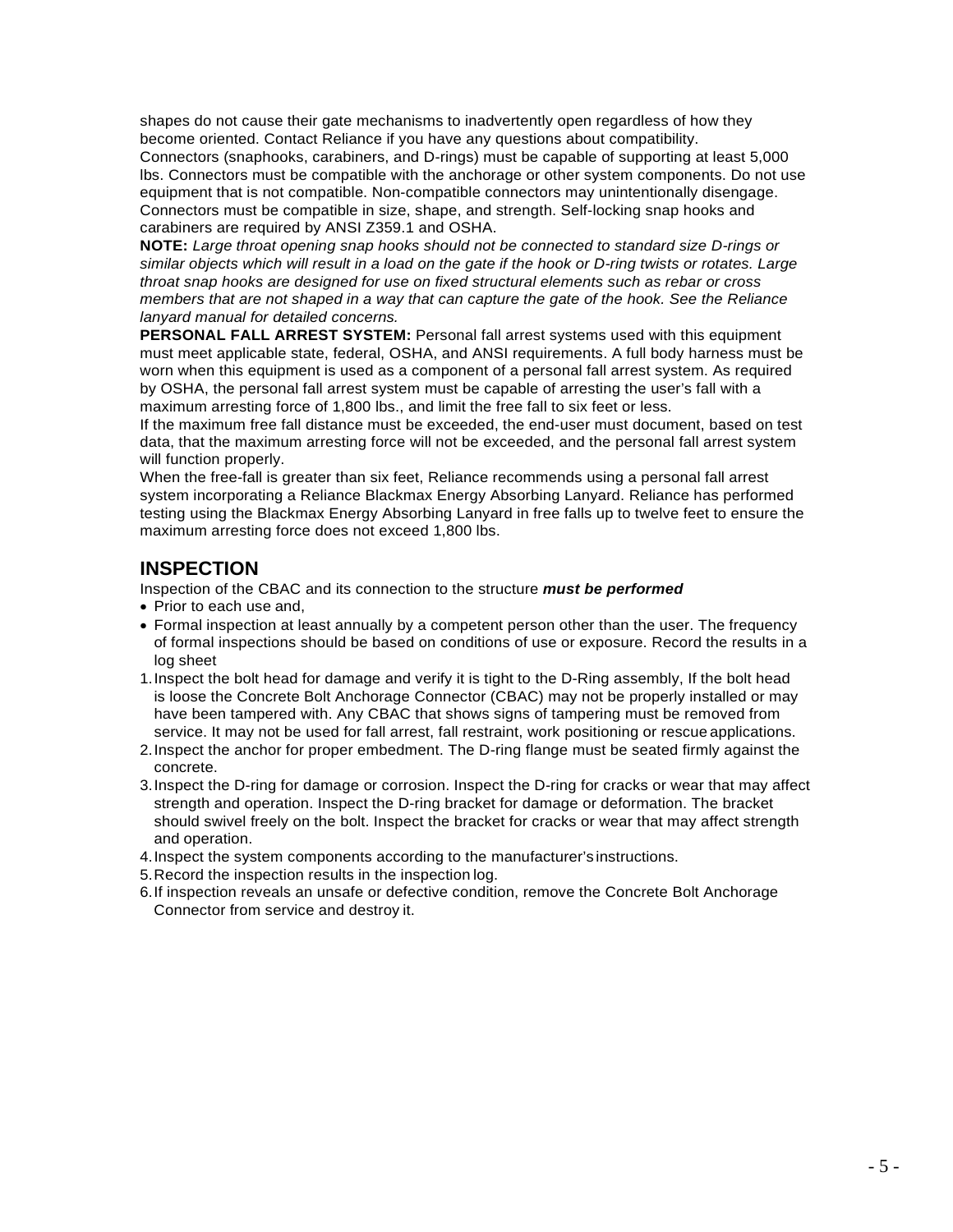shapes do not cause their gate mechanisms to inadvertently open regardless of how they become oriented. Contact Reliance if you have any questions about compatibility.

Connectors (snaphooks, carabiners, and D-rings) must be capable of supporting at least 5,000 lbs. Connectors must be compatible with the anchorage or other system components. Do not use equipment that is not compatible. Non-compatible connectors may unintentionally disengage. Connectors must be compatible in size, shape, and strength. Self-locking snap hooks and carabiners are required by ANSI Z359.1 and OSHA.

**NOTE:** *Large throat opening snap hooks should not be connected to standard size D-rings or similar objects which will result in a load on the gate if the hook or D-ring twists or rotates. Large throat snap hooks are designed for use on fixed structural elements such as rebar or cross members that are not shaped in a way that can capture the gate of the hook. See the Reliance lanyard manual for detailed concerns.*

**PERSONAL FALL ARREST SYSTEM:** Personal fall arrest systems used with this equipment must meet applicable state, federal, OSHA, and ANSI requirements. A full body harness must be worn when this equipment is used as a component of a personal fall arrest system. As required by OSHA, the personal fall arrest system must be capable of arresting the user's fall with a maximum arresting force of 1,800 lbs., and limit the free fall to six feet or less.

If the maximum free fall distance must be exceeded, the end-user must document, based on test data, that the maximum arresting force will not be exceeded, and the personal fall arrest system will function properly.

When the free-fall is greater than six feet, Reliance recommends using a personal fall arrest system incorporating a Reliance Blackmax Energy Absorbing Lanyard. Reliance has performed testing using the Blackmax Energy Absorbing Lanyard in free falls up to twelve feet to ensure the maximum arresting force does not exceed 1,800 lbs.

## INSPECTION

Inspection of the CBAC and its connection to the structure ***must be performed***

- Prior to each use and,
- Formal inspection at least annually by a competent person other than the user. The frequency of formal inspections should be based on conditions of use or exposure. Record the results in a log sheet

1. Inspect the bolt head for damage and verify it is tight to the D-Ring assembly, If the bolt head is loose the Concrete Bolt Anchorage Connector (CBAC) may not be properly installed or may have been tampered with. Any CBAC that shows signs of tampering must be removed from service. It may not be used for fall arrest, fall restraint, work positioning or rescue applications.
2. Inspect the anchor for proper embedment. The D-ring flange must be seated firmly against the concrete.
3. Inspect the D-ring for damage or corrosion. Inspect the D-ring for cracks or wear that may affect strength and operation. Inspect the D-ring bracket for damage or deformation. The bracket should swivel freely on the bolt. Inspect the bracket for cracks or wear that may affect strength and operation.
4. Inspect the system components according to the manufacturer's instructions.
5. Record the inspection results in the inspection log.
6. If inspection reveals an unsafe or defective condition, remove the Concrete Bolt Anchorage Connector from service and destroy it.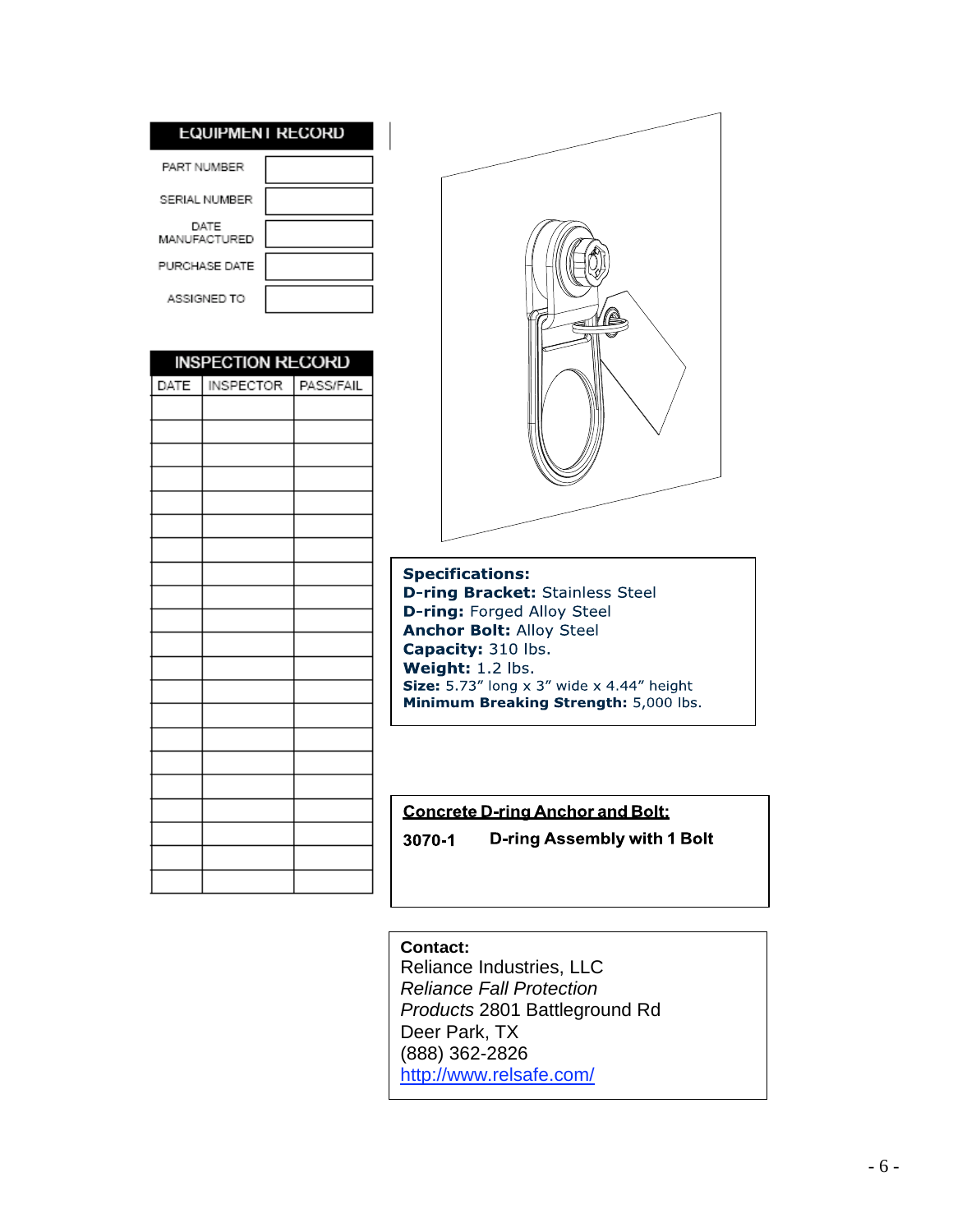## EQUIPMENT RECORD

| | |
|---|---|
| PART NUMBER | |
| SERIAL NUMBER | |
| DATE MANUFACTURED | |
| PURCHASE DATE | |
| ASSIGNED TO | |

## INSPECTION RECORD

| DATE | INSPECTOR | PASS/FAIL |
|---|---|---|
| | | |
| | | |
| | | |
| | | |
| | | |
| | | |
| | | |
| | | |
| | | |
| | | |
| | | |
| | | |
| | | |
| | | |
| | | |
| | | |
| | | |
| | | |
| | | |
| | | |
| | | |

**Specifications:**
**D-ring Bracket:** Stainless Steel
**D-ring:** Forged Alloy Steel
**Anchor Bolt:** Alloy Steel
**Capacity:** 310 lbs.
**Weight:** 1.2 lbs.
**Size:** 5.73" long x 3" wide x 4.44" height
**Minimum Breaking Strength:** 5,000 lbs.

**Concrete D-ring Anchor and Bolt:**

**3070-1** **D-ring Assembly with 1 Bolt**

**Contact:**
Reliance Industries, LLC
*Reliance Fall Protection Products* 2801 Battleground Rd
Deer Park, TX
(888) 362-2826
http://www.relsafe.com/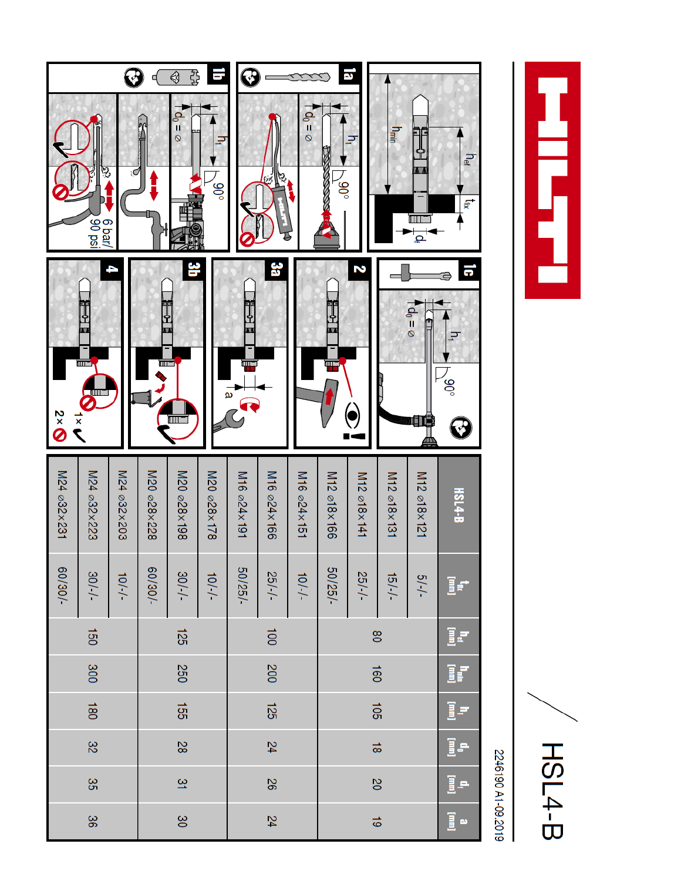# HSL4-B

2246190 A1-09.2019

| HSL4-B | $t_{fix}$ [mm] | $h_{ef}$ [mm] | $h_{min}$ [mm] | $h_1$ [mm] | $d_0$ [mm] | $d_f$ [mm] | a [mm] |
|---|---|---|---|---|---|---|---|
| M12 ⌀18×121 | 5/-/- | 80 | 160 | 105 | 18 | 20 | 19 |
| M12 ⌀18×131 | 15/-/- | | | | | | |
| M12 ⌀18×141 | 25/-/- | | | | | | |
| M12 ⌀18×166 | 50/25/- | | | | | | |
| M16 ⌀24×151 | 10/-/- | 100 | 200 | 125 | 24 | 26 | 24 |
| M16 ⌀24×166 | 25/-/- | | | | | | |
| M16 ⌀24×191 | 50/25/- | | | | | | |
| M20 ⌀28×178 | 10/-/- | 125 | 250 | 155 | 28 | 31 | 30 |
| M20 ⌀28×198 | 30/-/- | | | | | | |
| M20 ⌀28×228 | 60/30/- | | | | | | |
| M24 ⌀32×203 | 10/-/- | 150 | 300 | 180 | 32 | 35 | 36 |
| M24 ⌀32×223 | 30/-/- | | | | | | |
| M24 ⌀32×231 | 60/30/- | | | | | | |

$h_{ef}$

$t_{fix}$

$h_{min}$

$d_f$

1a

$d_0 = ⌀$

$h_1$

90°

1b

$d_0 = ⌀$

$h_1$

90°

6 bar/
90 psi

1c

$d_0 = ⌀$

$h_1$

90°

2

3a

a

3b

4

1×

2×